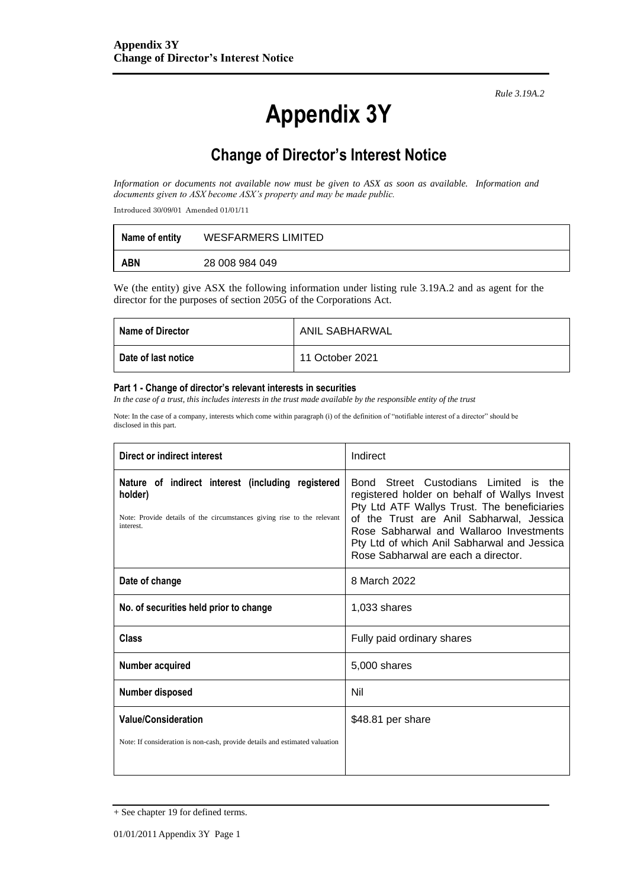*Rule 3.19A.2*

# Appendix 3Y

## Change of Director's Interest Notice

*Information or documents not available now must be given to ASX as soon as available. Information and documents given to ASX become ASX's property and may be made public.*

Introduced 30/09/01 Amended 01/01/11

| Name of entity | WESFARMERS LIMITED |
|---|---|
| ABN | 28 008 984 049 |

We (the entity) give ASX the following information under listing rule 3.19A.2 and as agent for the director for the purposes of section 205G of the Corporations Act.

| Name of Director | ANIL SABHARWAL |
|---|---|
| Date of last notice | 11 October 2021 |

#### Part 1 - Change of director's relevant interests in securities

*In the case of a trust, this includes interests in the trust made available by the responsible entity of the trust*

Note: In the case of a company, interests which come within paragraph (i) of the definition of "notifiable interest of a director" should be disclosed in this part.

| Direct or indirect interest | Indirect |
|---|---|
| **Nature of indirect interest (including registered holder)**<br>Note: Provide details of the circumstances giving rise to the relevant interest. | Bond Street Custodians Limited is the registered holder on behalf of Wallys Invest Pty Ltd ATF Wallys Trust. The beneficiaries of the Trust are Anil Sabharwal, Jessica Rose Sabharwal and Wallaroo Investments Pty Ltd of which Anil Sabharwal and Jessica Rose Sabharwal are each a director. |
| **Date of change** | 8 March 2022 |
| **No. of securities held prior to change** | 1,033 shares |
| **Class** | Fully paid ordinary shares |
| **Number acquired** | 5,000 shares |
| **Number disposed** | Nil |
| **Value/Consideration**<br>Note: If consideration is non-cash, provide details and estimated valuation | $48.81 per share |

+ See chapter 19 for defined terms.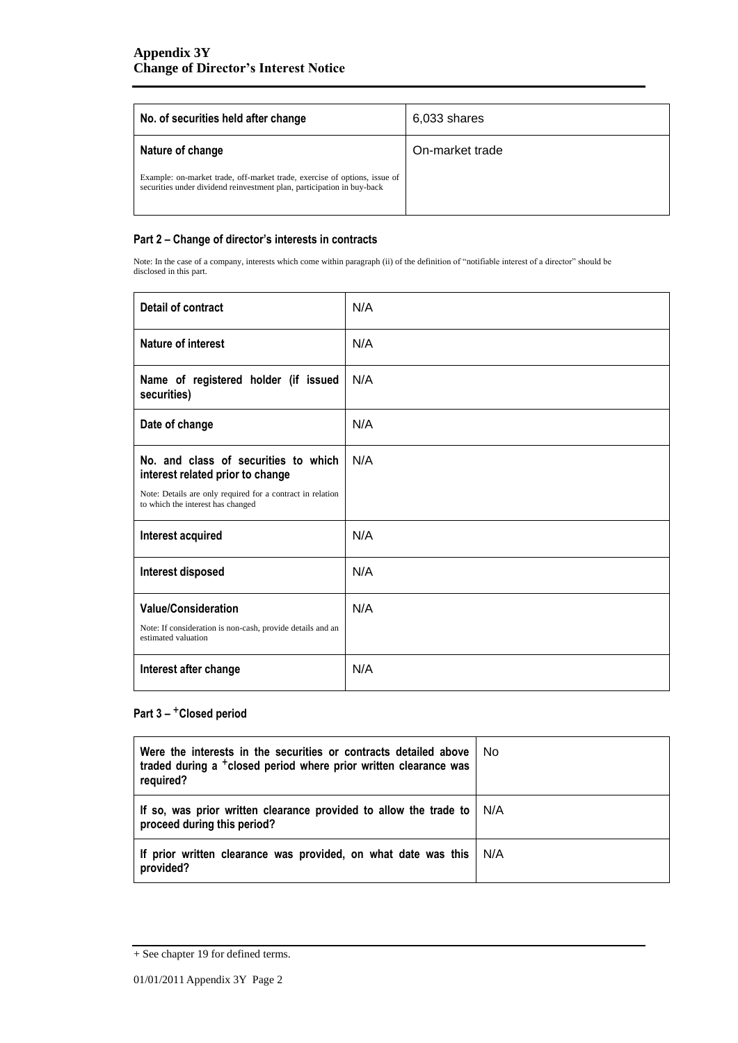| | |
|---|---|
| **No. of securities held after change** | 6,033 shares |
| **Nature of change**<br>Example: on-market trade, off-market trade, exercise of options, issue of securities under dividend reinvestment plan, participation in buy-back | On-market trade |

### Part 2 – Change of director's interests in contracts

Note: In the case of a company, interests which come within paragraph (ii) of the definition of "notifiable interest of a director" should be disclosed in this part.

| | |
|---|---|
| **Detail of contract** | N/A |
| **Nature of interest** | N/A |
| **Name of registered holder (if issued securities)** | N/A |
| **Date of change** | N/A |
| **No. and class of securities to which interest related prior to change**<br>Note: Details are only required for a contract in relation to which the interest has changed | N/A |
| **Interest acquired** | N/A |
| **Interest disposed** | N/A |
| **Value/Consideration**<br>Note: If consideration is non-cash, provide details and an estimated valuation | N/A |
| **Interest after change** | N/A |

### Part 3 – +Closed period

| | |
|---|---|
| **Were the interests in the securities or contracts detailed above traded during a +closed period where prior written clearance was required?** | No |
| **If so, was prior written clearance provided to allow the trade to proceed during this period?** | N/A |
| **If prior written clearance was provided, on what date was this provided?** | N/A |

+ See chapter 19 for defined terms.